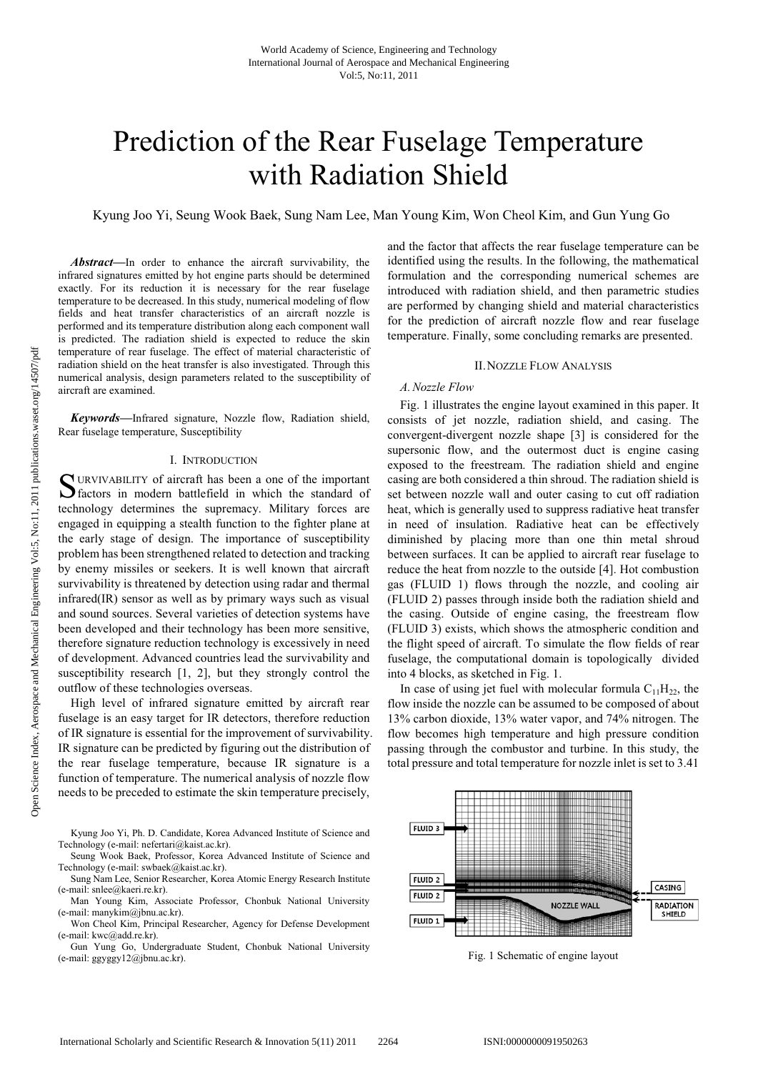# Prediction of the Rear Fuselage Temperature with Radiation Shield

Kyung Joo Yi, Seung Wook Baek, Sung Nam Lee, Man Young Kim, Won Cheol Kim, and Gun Yung Go

***Abstract*—In order to enhance the aircraft survivability, the infrared signatures emitted by hot engine parts should be determined exactly. For its reduction it is necessary for the rear fuselage temperature to be decreased. In this study, numerical modeling of flow fields and heat transfer characteristics of an aircraft nozzle is performed and its temperature distribution along each component wall is predicted. The radiation shield is expected to reduce the skin temperature of rear fuselage. The effect of material characteristic of radiation shield on the heat transfer is also investigated. Through this numerical analysis, design parameters related to the susceptibility of aircraft are examined.**

***Keywords*—Infrared signature, Nozzle flow, Radiation shield, Rear fuselage temperature, Susceptibility**

## I. Introduction

Survivability of aircraft has been a one of the important factors in modern battlefield in which the standard of technology determines the supremacy. Military forces are engaged in equipping a stealth function to the fighter plane at the early stage of design. The importance of susceptibility problem has been strengthened related to detection and tracking by enemy missiles or seekers. It is well known that aircraft survivability is threatened by detection using radar and thermal infrared(IR) sensor as well as by primary ways such as visual and sound sources. Several varieties of detection systems have been developed and their technology has been more sensitive, therefore signature reduction technology is excessively in need of development. Advanced countries lead the survivability and susceptibility research [1, 2], but they strongly control the outflow of these technologies overseas.

High level of infrared signature emitted by aircraft rear fuselage is an easy target for IR detectors, therefore reduction of IR signature is essential for the improvement of survivability. IR signature can be predicted by figuring out the distribution of the rear fuselage temperature, because IR signature is a function of temperature. The numerical analysis of nozzle flow needs to be preceded to estimate the skin temperature precisely, and the factor that affects the rear fuselage temperature can be identified using the results. In the following, the mathematical formulation and the corresponding numerical schemes are introduced with radiation shield, and then parametric studies are performed by changing shield and material characteristics for the prediction of aircraft nozzle flow and rear fuselage temperature. Finally, some concluding remarks are presented.

## II. Nozzle Flow Analysis

### *A. Nozzle Flow*

Fig. 1 illustrates the engine layout examined in this paper. It consists of jet nozzle, radiation shield, and casing. The convergent-divergent nozzle shape [3] is considered for the supersonic flow, and the outermost duct is engine casing exposed to the freestream. The radiation shield and engine casing are both considered a thin shroud. The radiation shield is set between nozzle wall and outer casing to cut off radiation heat, which is generally used to suppress radiative heat transfer in need of insulation. Radiative heat can be effectively diminished by placing more than one thin metal shroud between surfaces. It can be applied to aircraft rear fuselage to reduce the heat from nozzle to the outside [4]. Hot combustion gas (FLUID 1) flows through the nozzle, and cooling air (FLUID 2) passes through inside both the radiation shield and the casing. Outside of engine casing, the freestream flow (FLUID 3) exists, which shows the atmospheric condition and the flight speed of aircraft. To simulate the flow fields of rear fuselage, the computational domain is topologically divided into 4 blocks, as sketched in Fig. 1.

In case of using jet fuel with molecular formula $C_{11}H_{22}$, the flow inside the nozzle can be assumed to be composed of about 13% carbon dioxide, 13% water vapor, and 74% nitrogen. The flow becomes high temperature and high pressure condition passing through the combustor and turbine. In this study, the total pressure and total temperature for nozzle inlet is set to 3.41

Fig. 1 Schematic of engine layout

Kyung Joo Yi, Ph. D. Candidate, Korea Advanced Institute of Science and Technology (e-mail: nefertari@kaist.ac.kr).

Seung Wook Baek, Professor, Korea Advanced Institute of Science and Technology (e-mail: swbaek@kaist.ac.kr).

Sung Nam Lee, Senior Researcher, Korea Atomic Energy Research Institute (e-mail: snlee@kaeri.re.kr).

Man Young Kim, Associate Professor, Chonbuk National University (e-mail: manykim@jbnu.ac.kr).

Won Cheol Kim, Principal Researcher, Agency for Defense Development (e-mail: kwc@add.re.kr).

Gun Yung Go, Undergraduate Student, Chonbuk National University (e-mail: ggyggy12@jbnu.ac.kr).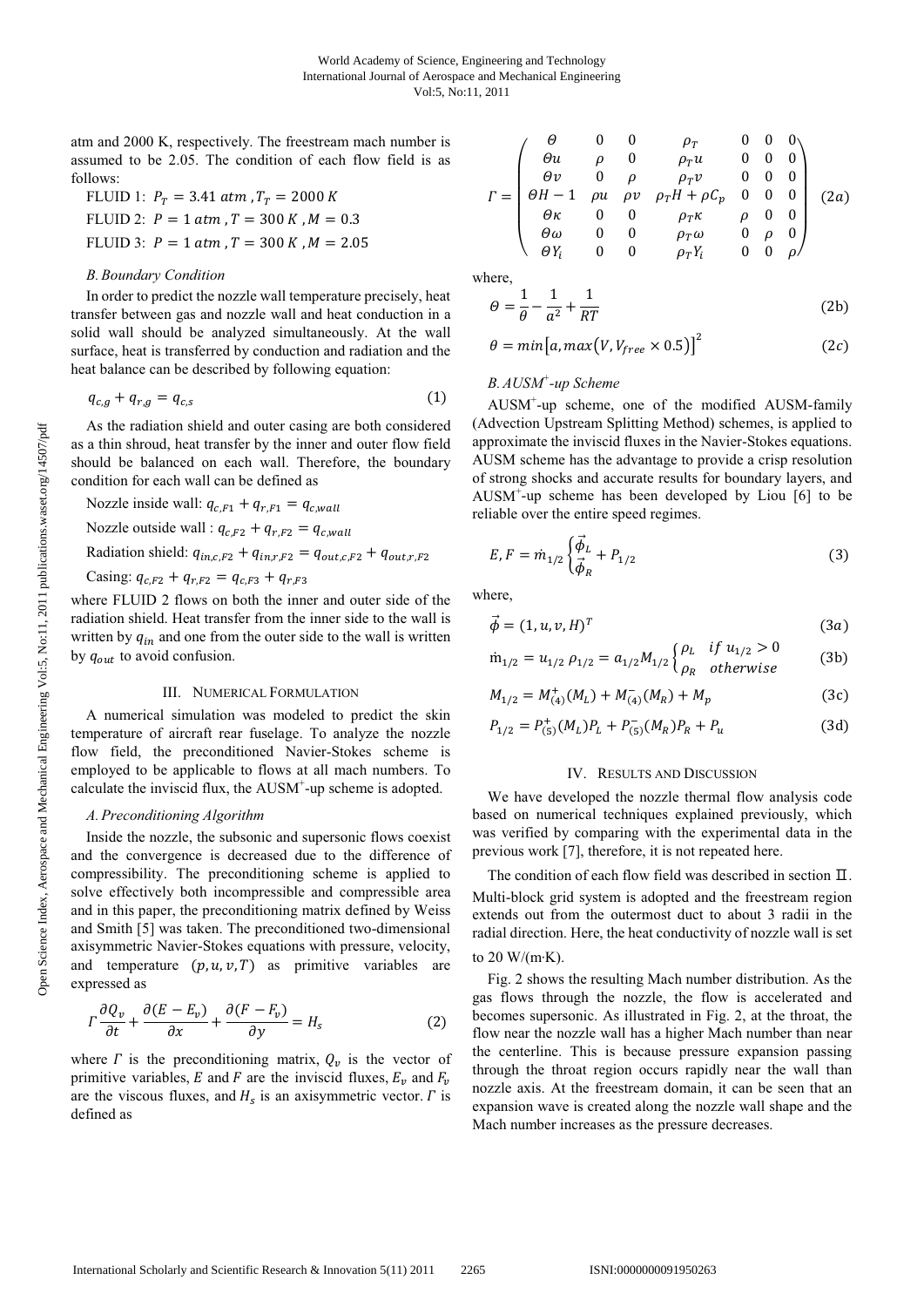atm and 2000 K, respectively. The freestream mach number is assumed to be 2.05. The condition of each flow field is as follows:

FLUID 1: $P_T = 3.41\ atm$ , $T_T = 2000\ K$

FLUID 2: $P = 1\ atm$ , $T = 300\ K$ , $M = 0.3$

FLUID 3: $P = 1\ atm$ , $T = 300\ K$ , $M = 2.05$

### *B. Boundary Condition*

In order to predict the nozzle wall temperature precisely, heat transfer between gas and nozzle wall and heat conduction in a solid wall should be analyzed simultaneously. At the wall surface, heat is transferred by conduction and radiation and the heat balance can be described by following equation:

$$q_{c,g} + q_{r,g} = q_{c,s} \tag{1}$$

As the radiation shield and outer casing are both considered as a thin shroud, heat transfer by the inner and outer flow field should be balanced on each wall. Therefore, the boundary condition for each wall can be defined as

Nozzle inside wall: $q_{c,F1} + q_{r,F1} = q_{c,wall}$

Nozzle outside wall : $q_{c,F2} + q_{r,F2} = q_{c,wall}$

Radiation shield: $q_{in,c,F2} + q_{in,r,F2} = q_{out,c,F2} + q_{out,r,F2}$

Casing: $q_{c,F2} + q_{r,F2} = q_{c,F3} + q_{r,F3}$

where FLUID 2 flows on both the inner and outer side of the radiation shield. Heat transfer from the inner side to the wall is written by $q_{in}$ and one from the outer side to the wall is written by $q_{out}$ to avoid confusion.

## III. Numerical Formulation

A numerical simulation was modeled to predict the skin temperature of aircraft rear fuselage. To analyze the nozzle flow field, the preconditioned Navier-Stokes scheme is employed to be applicable to flows at all mach numbers. To calculate the inviscid flux, the AUSM$^+$-up scheme is adopted.

### *A. Preconditioning Algorithm*

Inside the nozzle, the subsonic and supersonic flows coexist and the convergence is decreased due to the difference of compressibility. The preconditioning scheme is applied to solve effectively both incompressible and compressible area and in this paper, the preconditioning matrix defined by Weiss and Smith [5] was taken. The preconditioned two-dimensional axisymmetric Navier-Stokes equations with pressure, velocity, and temperature $(p, u, v, T)$ as primitive variables are expressed as

$$\Gamma \frac{\partial Q_v}{\partial t} + \frac{\partial (E - E_v)}{\partial x} + \frac{\partial (F - F_v)}{\partial y} = H_s \tag{2}$$

where $\Gamma$ is the preconditioning matrix, $Q_v$ is the vector of primitive variables, $E$ and $F$ are the inviscid fluxes, $E_v$ and $F_v$ are the viscous fluxes, and $H_s$ is an axisymmetric vector. $\Gamma$ is defined as

$$\Gamma = \begin{pmatrix} \Theta & 0 & 0 & \rho_T & 0 & 0 & 0 \\ \Theta u & \rho & 0 & \rho_T u & 0 & 0 & 0 \\ \Theta v & 0 & \rho & \rho_T v & 0 & 0 & 0 \\ \Theta H - 1 & \rho u & \rho v & \rho_T H + \rho C_p & 0 & 0 & 0 \\ \Theta \kappa & 0 & 0 & \rho_T \kappa & \rho & 0 & 0 \\ \Theta \omega & 0 & 0 & \rho_T \omega & 0 & \rho & 0 \\ \Theta Y_i & 0 & 0 & \rho_T Y_i & 0 & 0 & \rho \end{pmatrix} \tag{2a}$$

where,

$$\Theta = \frac{1}{\theta} - \frac{1}{a^2} + \frac{1}{RT} \tag{2b}$$

$$\theta = min\left[a, max\left(V, V_{free} \times 0.5\right)\right]^2 \tag{2c}$$

### *B. AUSM$^+$-up Scheme*

AUSM$^+$-up scheme, one of the modified AUSM-family (Advection Upstream Splitting Method) schemes, is applied to approximate the inviscid fluxes in the Navier-Stokes equations. AUSM scheme has the advantage to provide a crisp resolution of strong shocks and accurate results for boundary layers, and AUSM$^+$-up scheme has been developed by Liou [6] to be reliable over the entire speed regimes.

$$E, F = \dot{m}_{1/2} \begin{cases} \vec{\phi}_L \\ \vec{\phi}_R \end{cases} + P_{1/2} \tag{3}$$

where,

$$\vec{\phi} = (1, u, v, H)^T \tag{3a}$$

$$\dot{m}_{1/2} = u_{1/2}\, \rho_{1/2} = a_{1/2} M_{1/2} \begin{cases} \rho_L & if\ u_{1/2} > 0 \\ \rho_R & otherwise \end{cases} \tag{3b}$$

$$M_{1/2} = M^+_{(4)}(M_L) + M^-_{(4)}(M_R) + M_p \tag{3c}$$

$$P_{1/2} = P^+_{(5)}(M_L) P_L + P^-_{(5)}(M_R) P_R + P_u \tag{3d}$$

## IV. Results and Discussion

We have developed the nozzle thermal flow analysis code based on numerical techniques explained previously, which was verified by comparing with the experimental data in the previous work [7], therefore, it is not repeated here.

The condition of each flow field was described in section Ⅱ. Multi-block grid system is adopted and the freestream region extends out from the outermost duct to about 3 radii in the radial direction. Here, the heat conductivity of nozzle wall is set to 20 W/(m·K).

Fig. 2 shows the resulting Mach number distribution. As the gas flows through the nozzle, the flow is accelerated and becomes supersonic. As illustrated in Fig. 2, at the throat, the flow near the nozzle wall has a higher Mach number than near the centerline. This is because pressure expansion passing through the throat region occurs rapidly near the wall than nozzle axis. At the freestream domain, it can be seen that an expansion wave is created along the nozzle wall shape and the Mach number increases as the pressure decreases.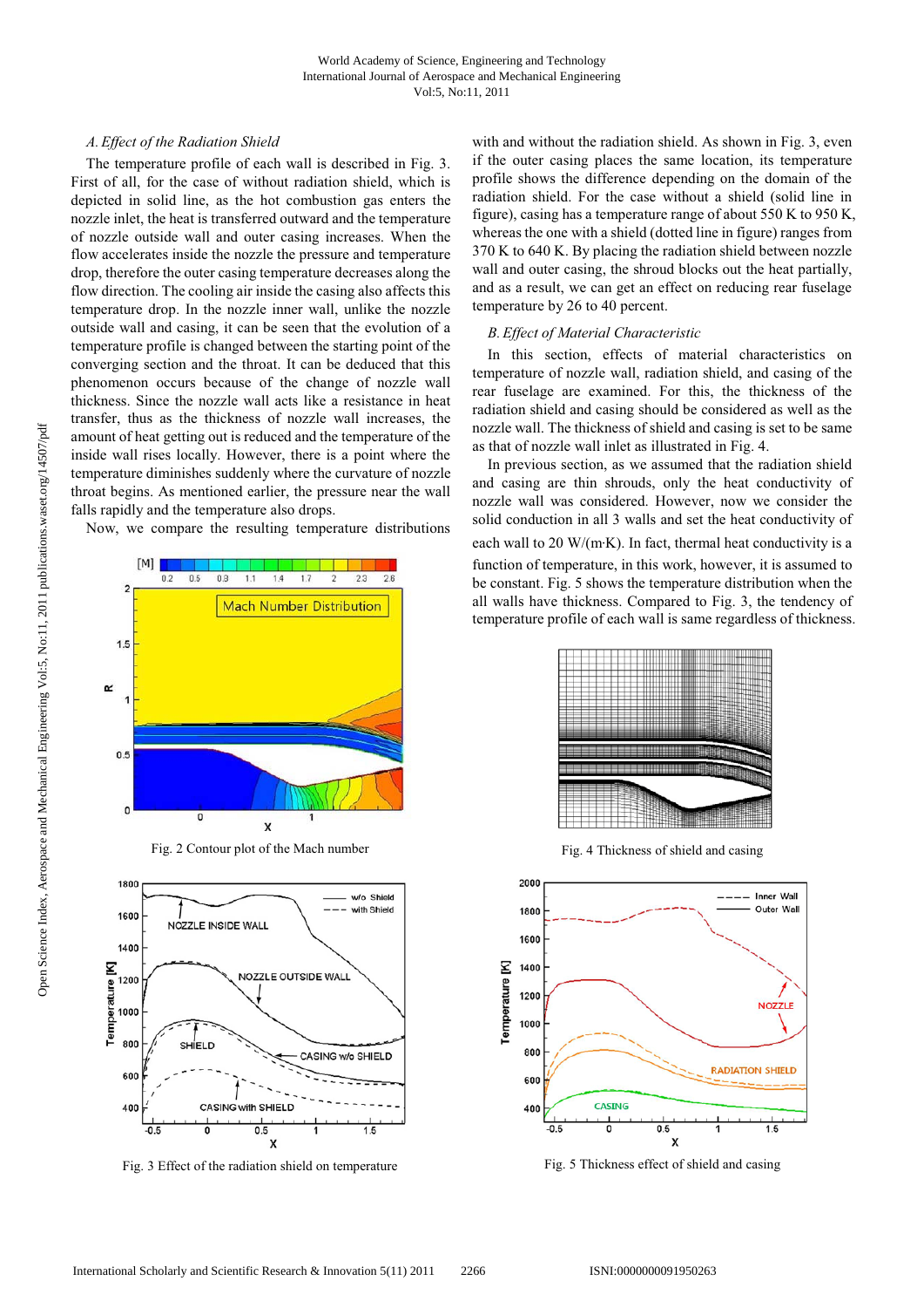### A. Effect of the Radiation Shield

The temperature profile of each wall is described in Fig. 3. First of all, for the case of without radiation shield, which is depicted in solid line, as the hot combustion gas enters the nozzle inlet, the heat is transferred outward and the temperature of nozzle outside wall and outer casing increases. When the flow accelerates inside the nozzle the pressure and temperature drop, therefore the outer casing temperature decreases along the flow direction. The cooling air inside the casing also affects this temperature drop. In the nozzle inner wall, unlike the nozzle outside wall and casing, it can be seen that the evolution of a temperature profile is changed between the starting point of the converging section and the throat. It can be deduced that this phenomenon occurs because of the change of nozzle wall thickness. Since the nozzle wall acts like a resistance in heat transfer, thus as the thickness of nozzle wall increases, the amount of heat getting out is reduced and the temperature of the inside wall rises locally. However, there is a point where the temperature diminishes suddenly where the curvature of nozzle throat begins. As mentioned earlier, the pressure near the wall falls rapidly and the temperature also drops.

Now, we compare the resulting temperature distributions with and without the radiation shield. As shown in Fig. 3, even if the outer casing places the same location, its temperature profile shows the difference depending on the domain of the radiation shield. For the case without a shield (solid line in figure), casing has a temperature range of about 550 K to 950 K, whereas the one with a shield (dotted line in figure) ranges from 370 K to 640 K. By placing the radiation shield between nozzle wall and outer casing, the shroud blocks out the heat partially, and as a result, we can get an effect on reducing rear fuselage temperature by 26 to 40 percent.

Fig. 2 Contour plot of the Mach number

Fig. 3 Effect of the radiation shield on temperature

### B. Effect of Material Characteristic

In this section, effects of material characteristics on temperature of nozzle wall, radiation shield, and casing of the rear fuselage are examined. For this, the thickness of the radiation shield and casing should be considered as well as the nozzle wall. The thickness of shield and casing is set to be same as that of nozzle wall inlet as illustrated in Fig. 4.

In previous section, as we assumed that the radiation shield and casing are thin shrouds, only the heat conductivity of nozzle wall was considered. However, now we consider the solid conduction in all 3 walls and set the heat conductivity of each wall to 20 W/(m·K). In fact, thermal heat conductivity is a function of temperature, in this work, however, it is assumed to be constant. Fig. 5 shows the temperature distribution when the all walls have thickness. Compared to Fig. 3, the tendency of temperature profile of each wall is same regardless of thickness.

Fig. 4 Thickness of shield and casing

Fig. 5 Thickness effect of shield and casing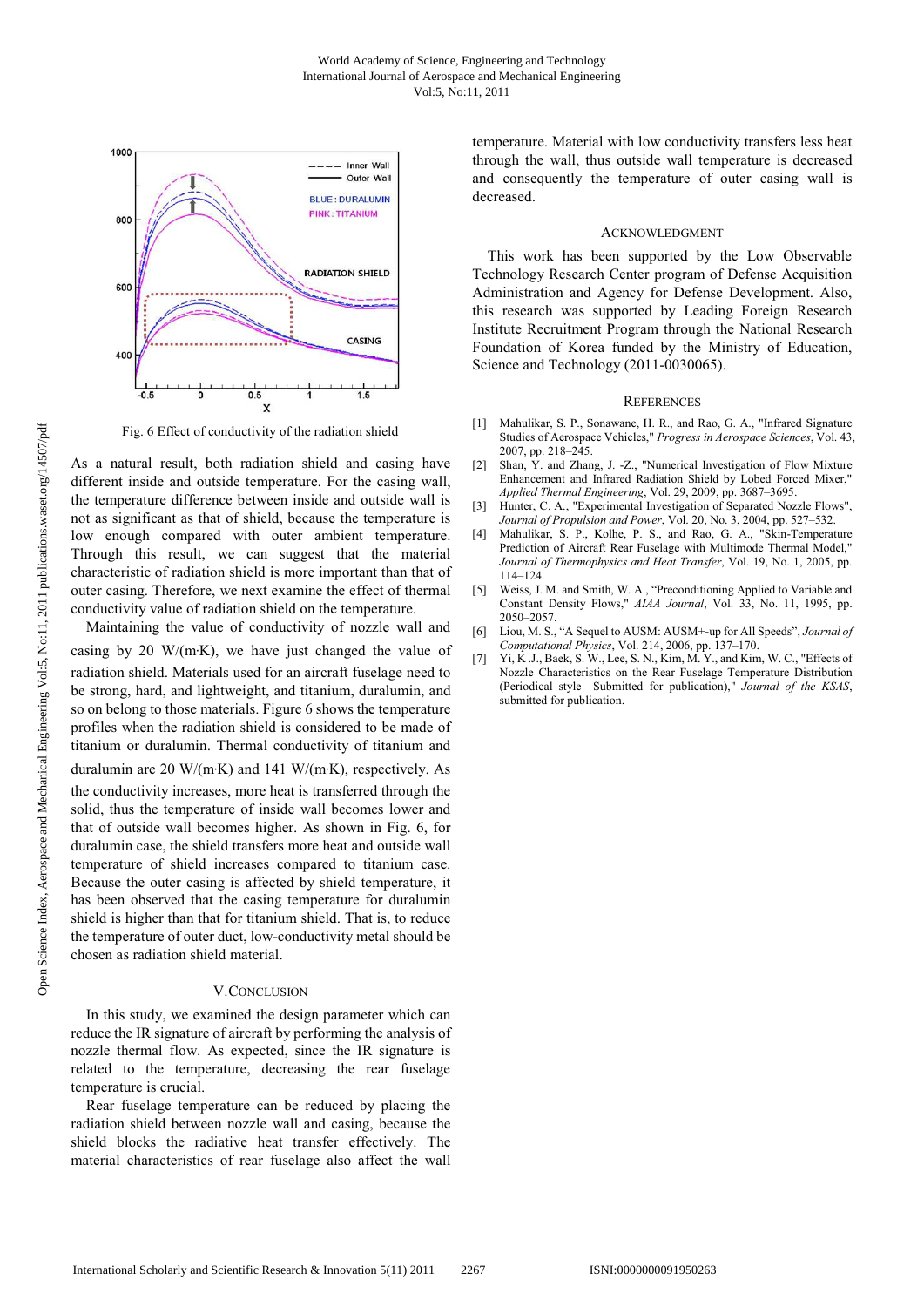1000

800

600

400

-0.5 0 0.5 1 1.5

X

Inner Wall

Outer Wall

BLUE : DURALUMIN

PINK : TITANIUM

RADIATION SHIELD

CASING

Fig. 6 Effect of conductivity of the radiation shield

As a natural result, both radiation shield and casing have different inside and outside temperature. For the casing wall, the temperature difference between inside and outside wall is not as significant as that of shield, because the temperature is low enough compared with outer ambient temperature. Through this result, we can suggest that the material characteristic of radiation shield is more important than that of outer casing. Therefore, we next examine the effect of thermal conductivity value of radiation shield on the temperature.

Maintaining the value of conductivity of nozzle wall and casing by 20 W/(m·K), we have just changed the value of radiation shield. Materials used for an aircraft fuselage need to be strong, hard, and lightweight, and titanium, duralumin, and so on belong to those materials. Figure 6 shows the temperature profiles when the radiation shield is considered to be made of titanium or duralumin. Thermal conductivity of titanium and duralumin are 20 W/(m·K) and 141 W/(m·K), respectively. As the conductivity increases, more heat is transferred through the solid, thus the temperature of inside wall becomes lower and that of outside wall becomes higher. As shown in Fig. 6, for duralumin case, the shield transfers more heat and outside wall temperature of shield increases compared to titanium case. Because the outer casing is affected by shield temperature, it has been observed that the casing temperature for duralumin shield is higher than that for titanium shield. That is, to reduce the temperature of outer duct, low-conductivity metal should be chosen as radiation shield material.

## V. Conclusion

In this study, we examined the design parameter which can reduce the IR signature of aircraft by performing the analysis of nozzle thermal flow. As expected, since the IR signature is related to the temperature, decreasing the rear fuselage temperature is crucial.

Rear fuselage temperature can be reduced by placing the radiation shield between nozzle wall and casing, because the shield blocks the radiative heat transfer effectively. The material characteristics of rear fuselage also affect the wall temperature. Material with low conductivity transfers less heat through the wall, thus outside wall temperature is decreased and consequently the temperature of outer casing wall is decreased.

## Acknowledgment

This work has been supported by the Low Observable Technology Research Center program of Defense Acquisition Administration and Agency for Defense Development. Also, this research was supported by Leading Foreign Research Institute Recruitment Program through the National Research Foundation of Korea funded by the Ministry of Education, Science and Technology (2011-0030065).

## References

[1] Mahulikar, S. P., Sonawane, H. R., and Rao, G. A., "Infrared Signature Studies of Aerospace Vehicles," *Progress in Aerospace Sciences*, Vol. 43, 2007, pp. 218–245.

[2] Shan, Y. and Zhang, J. -Z., "Numerical Investigation of Flow Mixture Enhancement and Infrared Radiation Shield by Lobed Forced Mixer," *Applied Thermal Engineering*, Vol. 29, 2009, pp. 3687–3695.

[3] Hunter, C. A., "Experimental Investigation of Separated Nozzle Flows", *Journal of Propulsion and Power*, Vol. 20, No. 3, 2004, pp. 527–532.

[4] Mahulikar, S. P., Kolhe, P. S., and Rao, G. A., "Skin-Temperature Prediction of Aircraft Rear Fuselage with Multimode Thermal Model," *Journal of Thermophysics and Heat Transfer*, Vol. 19, No. 1, 2005, pp. 114–124.

[5] Weiss, J. M. and Smith, W. A., "Preconditioning Applied to Variable and Constant Density Flows," *AIAA Journal*, Vol. 33, No. 11, 1995, pp. 2050–2057.

[6] Liou, M. S., "A Sequel to AUSM: AUSM+-up for All Speeds", *Journal of Computational Physics*, Vol. 214, 2006, pp. 137–170.

[7] Yi, K .J., Baek, S. W., Lee, S. N., Kim, M. Y., and Kim, W. C., "Effects of Nozzle Characteristics on the Rear Fuselage Temperature Distribution (Periodical style—Submitted for publication)," *Journal of the KSAS*, submitted for publication.